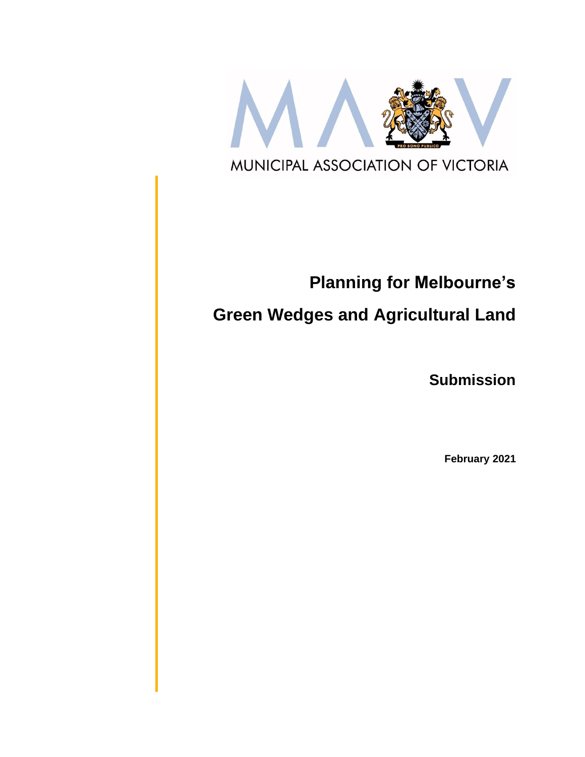MUNICIPAL ASSOCIATION OF VICTORIA

# Planning for Melbourne's Green Wedges and Agricultural Land

## Submission

**February 2021**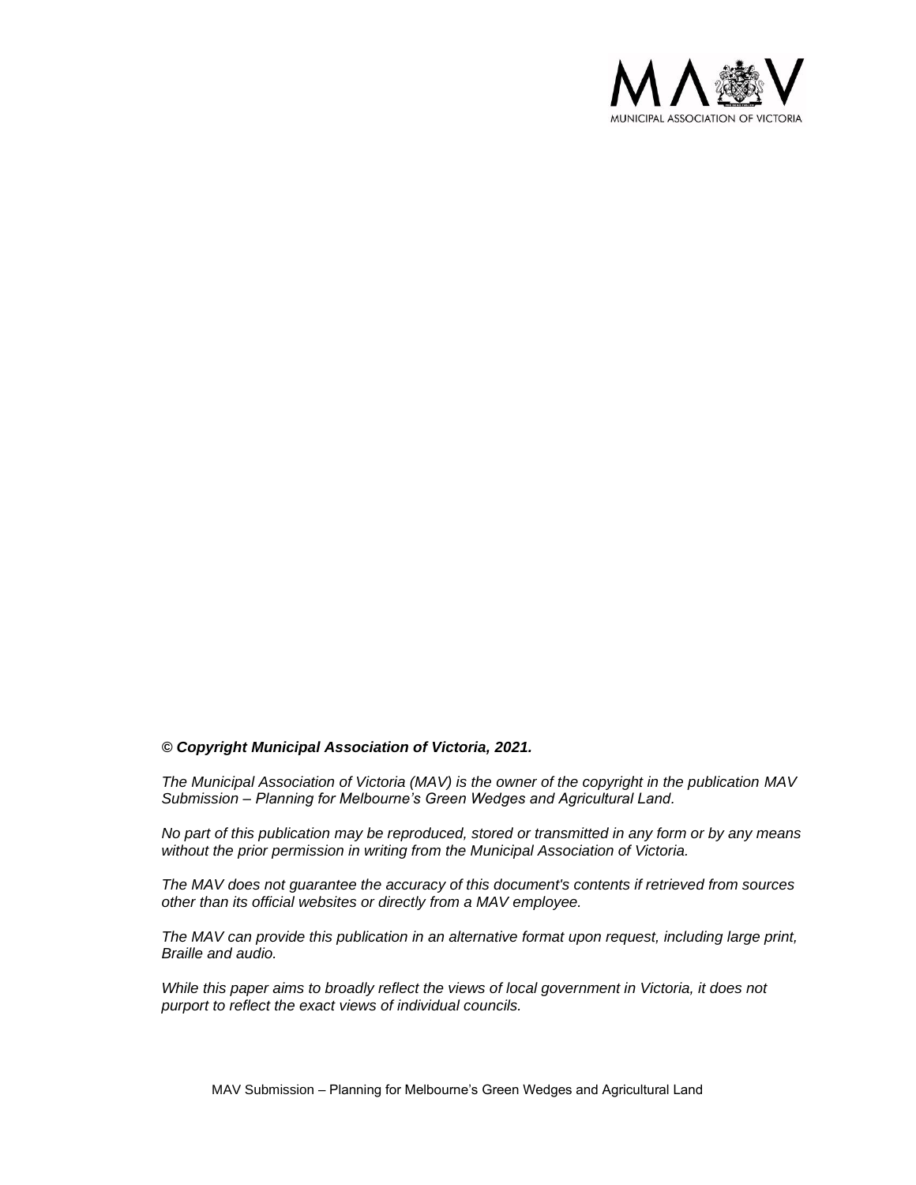***© Copyright Municipal Association of Victoria, 2021.***

*The Municipal Association of Victoria (MAV) is the owner of the copyright in the publication MAV Submission – Planning for Melbourne's Green Wedges and Agricultural Land.*

*No part of this publication may be reproduced, stored or transmitted in any form or by any means without the prior permission in writing from the Municipal Association of Victoria.*

*The MAV does not guarantee the accuracy of this document's contents if retrieved from sources other than its official websites or directly from a MAV employee.*

*The MAV can provide this publication in an alternative format upon request, including large print, Braille and audio.*

*While this paper aims to broadly reflect the views of local government in Victoria, it does not purport to reflect the exact views of individual councils.*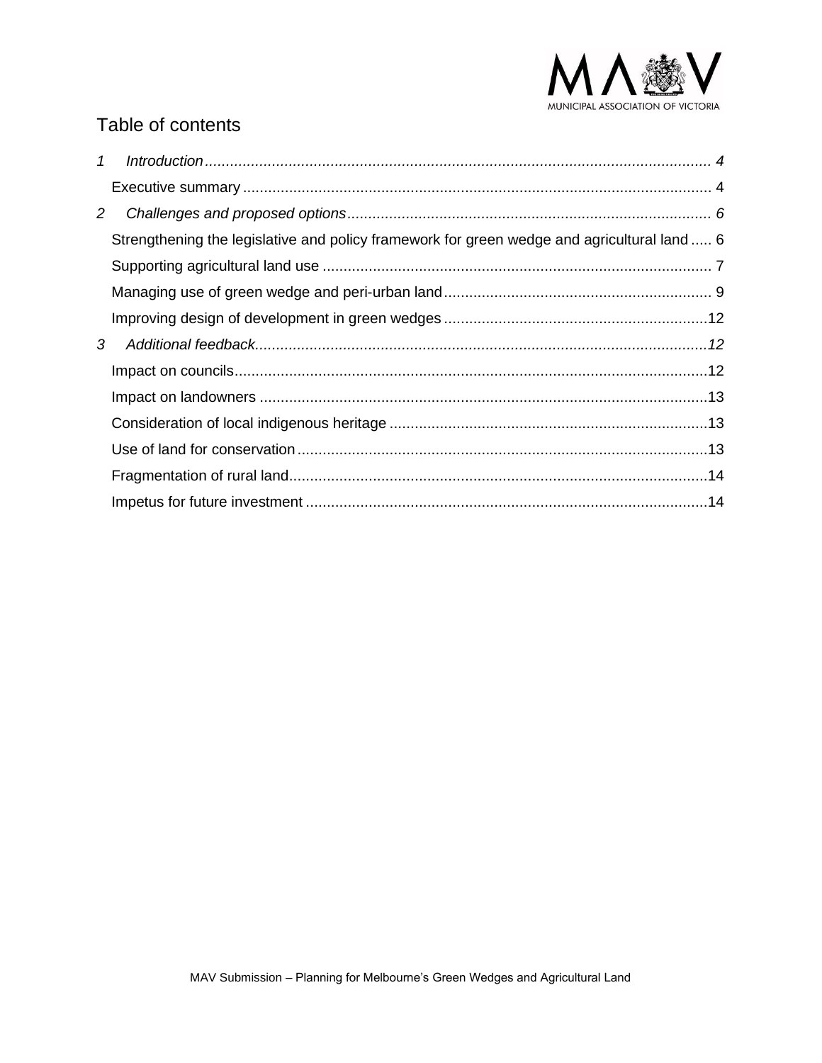## Table of contents

*1 Introduction* ........ 4

Executive summary ........ 4

*2 Challenges and proposed options* ........ 6

Strengthening the legislative and policy framework for green wedge and agricultural land ........ 6

Supporting agricultural land use ........ 7

Managing use of green wedge and peri-urban land ........ 9

Improving design of development in green wedges ........ 12

*3 Additional feedback* ........ 12

Impact on councils ........ 12

Impact on landowners ........ 13

Consideration of local indigenous heritage ........ 13

Use of land for conservation ........ 13

Fragmentation of rural land ........ 14

Impetus for future investment ........ 14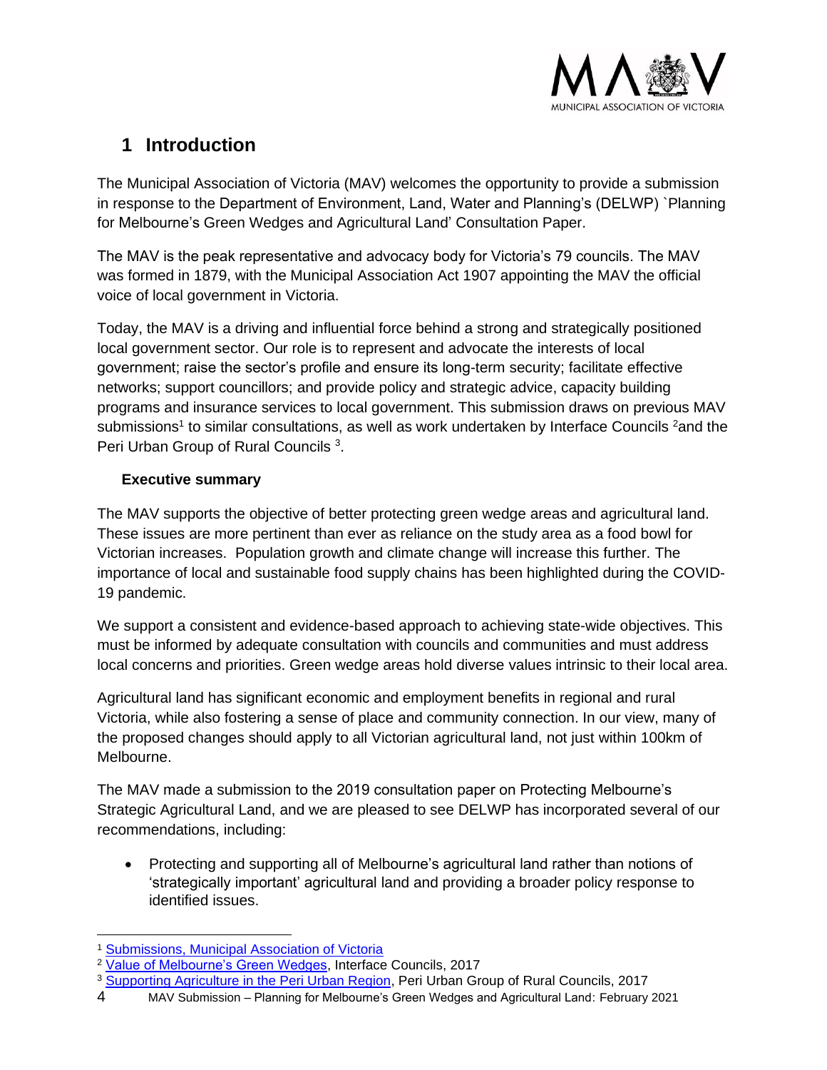# 1 Introduction

The Municipal Association of Victoria (MAV) welcomes the opportunity to provide a submission in response to the Department of Environment, Land, Water and Planning's (DELWP) `Planning for Melbourne's Green Wedges and Agricultural Land' Consultation Paper.

The MAV is the peak representative and advocacy body for Victoria's 79 councils. The MAV was formed in 1879, with the Municipal Association Act 1907 appointing the MAV the official voice of local government in Victoria.

Today, the MAV is a driving and influential force behind a strong and strategically positioned local government sector. Our role is to represent and advocate the interests of local government; raise the sector's profile and ensure its long-term security; facilitate effective networks; support councillors; and provide policy and strategic advice, capacity building programs and insurance services to local government. This submission draws on previous MAV submissions[1] to similar consultations, as well as work undertaken by Interface Councils [2]and the Peri Urban Group of Rural Councils [3].

### Executive summary

The MAV supports the objective of better protecting green wedge areas and agricultural land. These issues are more pertinent than ever as reliance on the study area as a food bowl for Victorian increases. Population growth and climate change will increase this further. The importance of local and sustainable food supply chains has been highlighted during the COVID-19 pandemic.

We support a consistent and evidence-based approach to achieving state-wide objectives. This must be informed by adequate consultation with councils and communities and must address local concerns and priorities. Green wedge areas hold diverse values intrinsic to their local area.

Agricultural land has significant economic and employment benefits in regional and rural Victoria, while also fostering a sense of place and community connection. In our view, many of the proposed changes should apply to all Victorian agricultural land, not just within 100km of Melbourne.

The MAV made a submission to the 2019 consultation paper on Protecting Melbourne's Strategic Agricultural Land, and we are pleased to see DELWP has incorporated several of our recommendations, including:

- Protecting and supporting all of Melbourne's agricultural land rather than notions of 'strategically important' agricultural land and providing a broader policy response to identified issues.

---

[1] Submissions, Municipal Association of Victoria

[2] Value of Melbourne's Green Wedges, Interface Councils, 2017

[3] Supporting Agriculture in the Peri Urban Region, Peri Urban Group of Rural Councils, 2017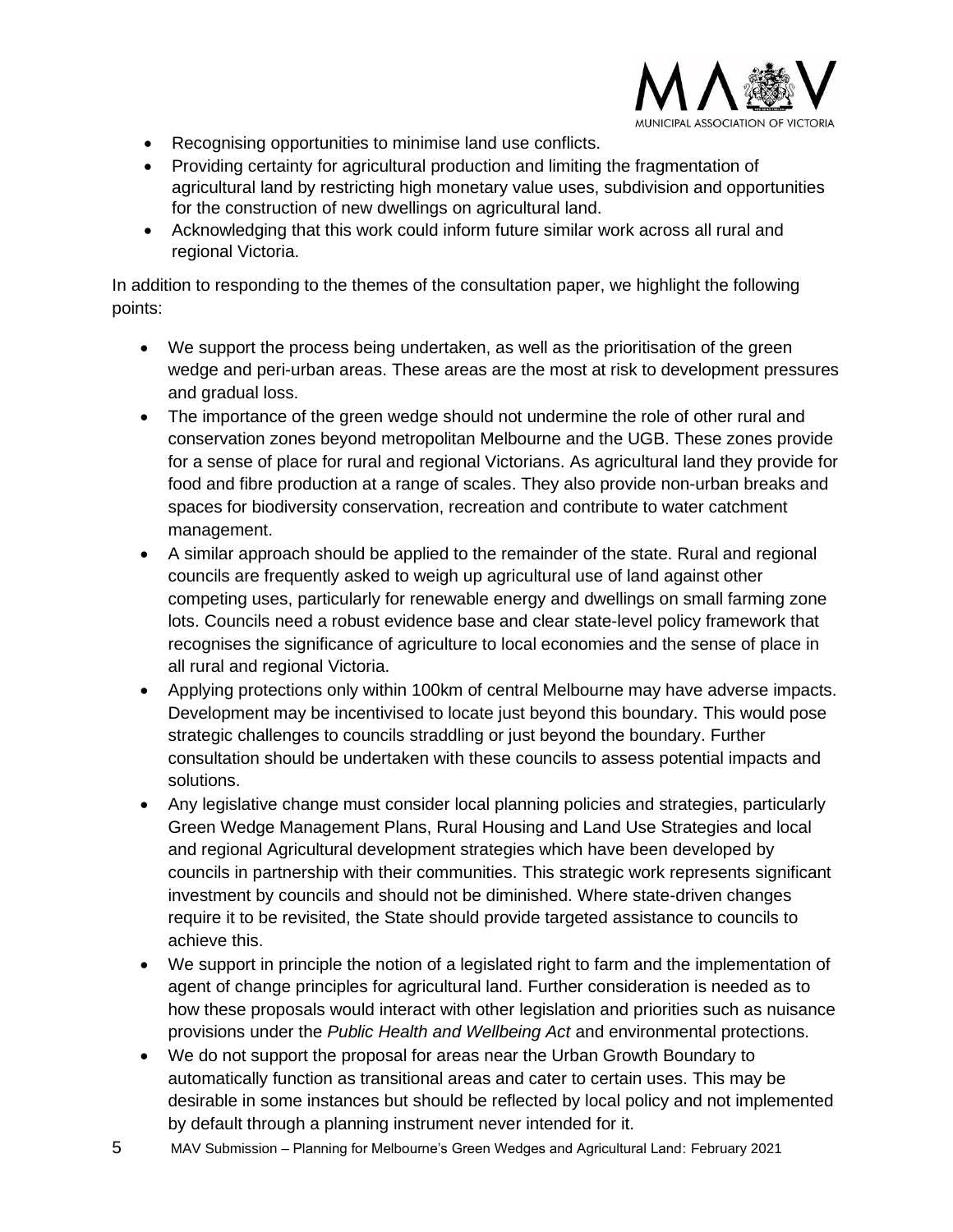- Recognising opportunities to minimise land use conflicts.
- Providing certainty for agricultural production and limiting the fragmentation of agricultural land by restricting high monetary value uses, subdivision and opportunities for the construction of new dwellings on agricultural land.
- Acknowledging that this work could inform future similar work across all rural and regional Victoria.

In addition to responding to the themes of the consultation paper, we highlight the following points:

- We support the process being undertaken, as well as the prioritisation of the green wedge and peri-urban areas. These areas are the most at risk to development pressures and gradual loss.
- The importance of the green wedge should not undermine the role of other rural and conservation zones beyond metropolitan Melbourne and the UGB. These zones provide for a sense of place for rural and regional Victorians. As agricultural land they provide for food and fibre production at a range of scales. They also provide non-urban breaks and spaces for biodiversity conservation, recreation and contribute to water catchment management.
- A similar approach should be applied to the remainder of the state. Rural and regional councils are frequently asked to weigh up agricultural use of land against other competing uses, particularly for renewable energy and dwellings on small farming zone lots. Councils need a robust evidence base and clear state-level policy framework that recognises the significance of agriculture to local economies and the sense of place in all rural and regional Victoria.
- Applying protections only within 100km of central Melbourne may have adverse impacts. Development may be incentivised to locate just beyond this boundary. This would pose strategic challenges to councils straddling or just beyond the boundary. Further consultation should be undertaken with these councils to assess potential impacts and solutions.
- Any legislative change must consider local planning policies and strategies, particularly Green Wedge Management Plans, Rural Housing and Land Use Strategies and local and regional Agricultural development strategies which have been developed by councils in partnership with their communities. This strategic work represents significant investment by councils and should not be diminished. Where state-driven changes require it to be revisited, the State should provide targeted assistance to councils to achieve this.
- We support in principle the notion of a legislated right to farm and the implementation of agent of change principles for agricultural land. Further consideration is needed as to how these proposals would interact with other legislation and priorities such as nuisance provisions under the *Public Health and Wellbeing Act* and environmental protections.
- We do not support the proposal for areas near the Urban Growth Boundary to automatically function as transitional areas and cater to certain uses. This may be desirable in some instances but should be reflected by local policy and not implemented by default through a planning instrument never intended for it.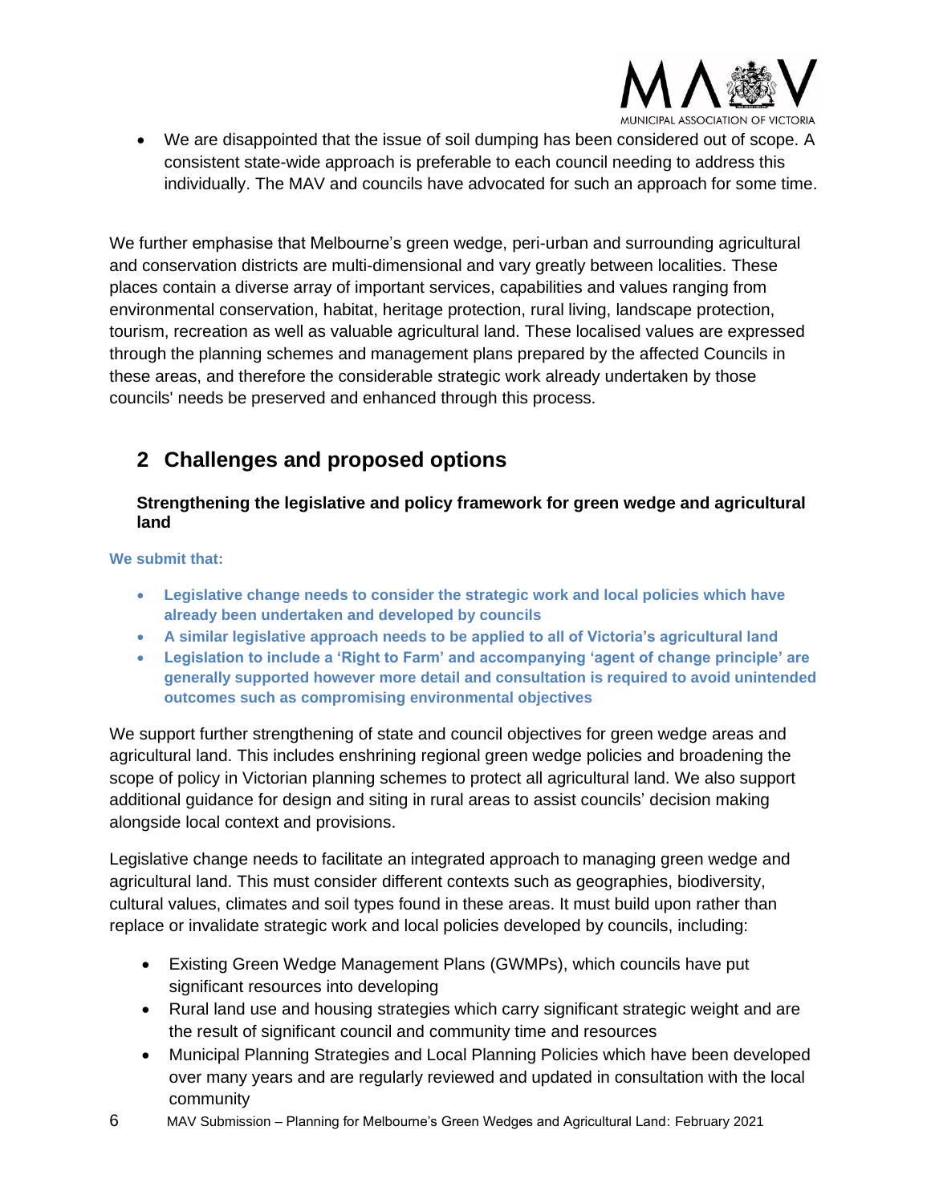- We are disappointed that the issue of soil dumping has been considered out of scope. A consistent state-wide approach is preferable to each council needing to address this individually. The MAV and councils have advocated for such an approach for some time.

We further emphasise that Melbourne's green wedge, peri-urban and surrounding agricultural and conservation districts are multi-dimensional and vary greatly between localities. These places contain a diverse array of important services, capabilities and values ranging from environmental conservation, habitat, heritage protection, rural living, landscape protection, tourism, recreation as well as valuable agricultural land. These localised values are expressed through the planning schemes and management plans prepared by the affected Councils in these areas, and therefore the considerable strategic work already undertaken by those councils' needs be preserved and enhanced through this process.

## 2 Challenges and proposed options

### Strengthening the legislative and policy framework for green wedge and agricultural land

**We submit that:**

- **Legislative change needs to consider the strategic work and local policies which have already been undertaken and developed by councils**
- **A similar legislative approach needs to be applied to all of Victoria's agricultural land**
- **Legislation to include a 'Right to Farm' and accompanying 'agent of change principle' are generally supported however more detail and consultation is required to avoid unintended outcomes such as compromising environmental objectives**

We support further strengthening of state and council objectives for green wedge areas and agricultural land. This includes enshrining regional green wedge policies and broadening the scope of policy in Victorian planning schemes to protect all agricultural land. We also support additional guidance for design and siting in rural areas to assist councils' decision making alongside local context and provisions.

Legislative change needs to facilitate an integrated approach to managing green wedge and agricultural land. This must consider different contexts such as geographies, biodiversity, cultural values, climates and soil types found in these areas. It must build upon rather than replace or invalidate strategic work and local policies developed by councils, including:

- Existing Green Wedge Management Plans (GWMPs), which councils have put significant resources into developing
- Rural land use and housing strategies which carry significant strategic weight and are the result of significant council and community time and resources
- Municipal Planning Strategies and Local Planning Policies which have been developed over many years and are regularly reviewed and updated in consultation with the local community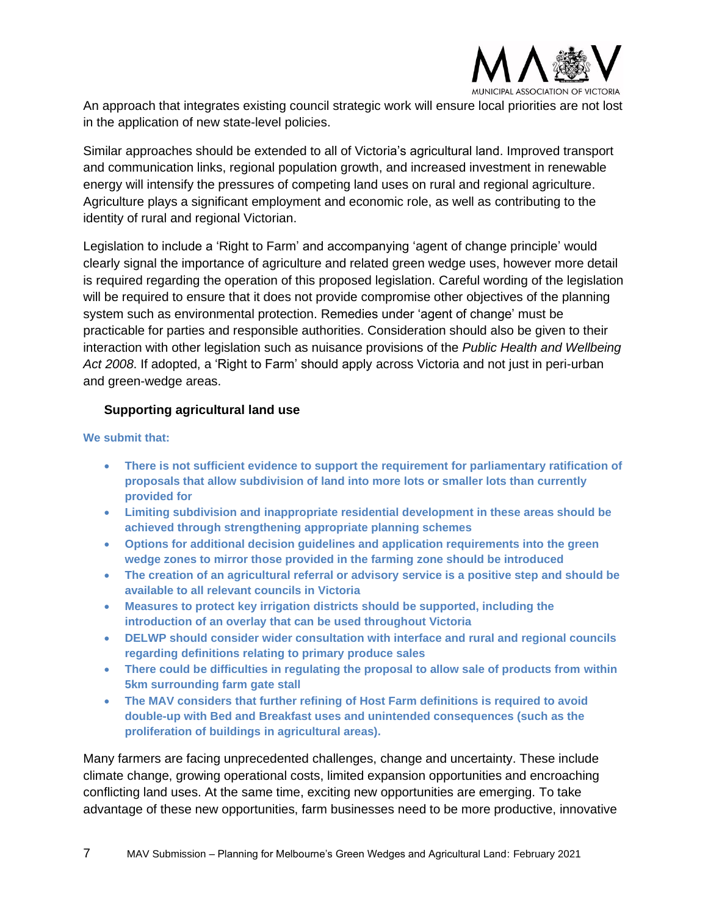An approach that integrates existing council strategic work will ensure local priorities are not lost in the application of new state-level policies.

Similar approaches should be extended to all of Victoria's agricultural land. Improved transport and communication links, regional population growth, and increased investment in renewable energy will intensify the pressures of competing land uses on rural and regional agriculture. Agriculture plays a significant employment and economic role, as well as contributing to the identity of rural and regional Victorian.

Legislation to include a 'Right to Farm' and accompanying 'agent of change principle' would clearly signal the importance of agriculture and related green wedge uses, however more detail is required regarding the operation of this proposed legislation. Careful wording of the legislation will be required to ensure that it does not provide compromise other objectives of the planning system such as environmental protection. Remedies under 'agent of change' must be practicable for parties and responsible authorities. Consideration should also be given to their interaction with other legislation such as nuisance provisions of the *Public Health and Wellbeing Act 2008*. If adopted, a 'Right to Farm' should apply across Victoria and not just in peri-urban and green-wedge areas.

### Supporting agricultural land use

**We submit that:**

- **There is not sufficient evidence to support the requirement for parliamentary ratification of proposals that allow subdivision of land into more lots or smaller lots than currently provided for**
- **Limiting subdivision and inappropriate residential development in these areas should be achieved through strengthening appropriate planning schemes**
- **Options for additional decision guidelines and application requirements into the green wedge zones to mirror those provided in the farming zone should be introduced**
- **The creation of an agricultural referral or advisory service is a positive step and should be available to all relevant councils in Victoria**
- **Measures to protect key irrigation districts should be supported, including the introduction of an overlay that can be used throughout Victoria**
- **DELWP should consider wider consultation with interface and rural and regional councils regarding definitions relating to primary produce sales**
- **There could be difficulties in regulating the proposal to allow sale of products from within 5km surrounding farm gate stall**
- **The MAV considers that further refining of Host Farm definitions is required to avoid double-up with Bed and Breakfast uses and unintended consequences (such as the proliferation of buildings in agricultural areas).**

Many farmers are facing unprecedented challenges, change and uncertainty. These include climate change, growing operational costs, limited expansion opportunities and encroaching conflicting land uses. At the same time, exciting new opportunities are emerging. To take advantage of these new opportunities, farm businesses need to be more productive, innovative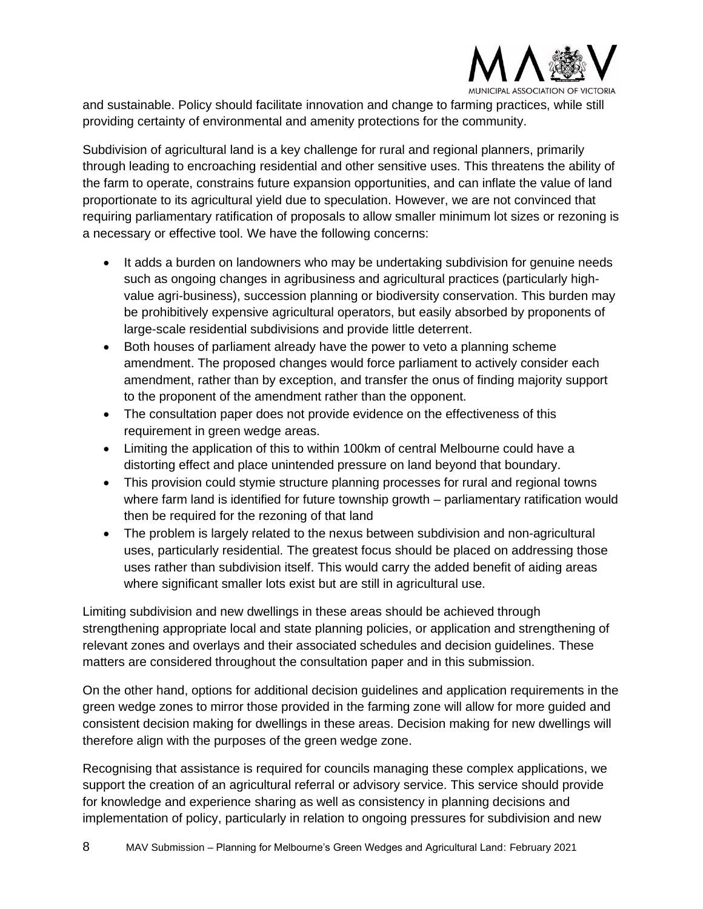and sustainable. Policy should facilitate innovation and change to farming practices, while still providing certainty of environmental and amenity protections for the community.

Subdivision of agricultural land is a key challenge for rural and regional planners, primarily through leading to encroaching residential and other sensitive uses. This threatens the ability of the farm to operate, constrains future expansion opportunities, and can inflate the value of land proportionate to its agricultural yield due to speculation. However, we are not convinced that requiring parliamentary ratification of proposals to allow smaller minimum lot sizes or rezoning is a necessary or effective tool. We have the following concerns:

- It adds a burden on landowners who may be undertaking subdivision for genuine needs such as ongoing changes in agribusiness and agricultural practices (particularly high-value agri-business), succession planning or biodiversity conservation. This burden may be prohibitively expensive agricultural operators, but easily absorbed by proponents of large-scale residential subdivisions and provide little deterrent.
- Both houses of parliament already have the power to veto a planning scheme amendment. The proposed changes would force parliament to actively consider each amendment, rather than by exception, and transfer the onus of finding majority support to the proponent of the amendment rather than the opponent.
- The consultation paper does not provide evidence on the effectiveness of this requirement in green wedge areas.
- Limiting the application of this to within 100km of central Melbourne could have a distorting effect and place unintended pressure on land beyond that boundary.
- This provision could stymie structure planning processes for rural and regional towns where farm land is identified for future township growth – parliamentary ratification would then be required for the rezoning of that land
- The problem is largely related to the nexus between subdivision and non-agricultural uses, particularly residential. The greatest focus should be placed on addressing those uses rather than subdivision itself. This would carry the added benefit of aiding areas where significant smaller lots exist but are still in agricultural use.

Limiting subdivision and new dwellings in these areas should be achieved through strengthening appropriate local and state planning policies, or application and strengthening of relevant zones and overlays and their associated schedules and decision guidelines. These matters are considered throughout the consultation paper and in this submission.

On the other hand, options for additional decision guidelines and application requirements in the green wedge zones to mirror those provided in the farming zone will allow for more guided and consistent decision making for dwellings in these areas. Decision making for new dwellings will therefore align with the purposes of the green wedge zone.

Recognising that assistance is required for councils managing these complex applications, we support the creation of an agricultural referral or advisory service. This service should provide for knowledge and experience sharing as well as consistency in planning decisions and implementation of policy, particularly in relation to ongoing pressures for subdivision and new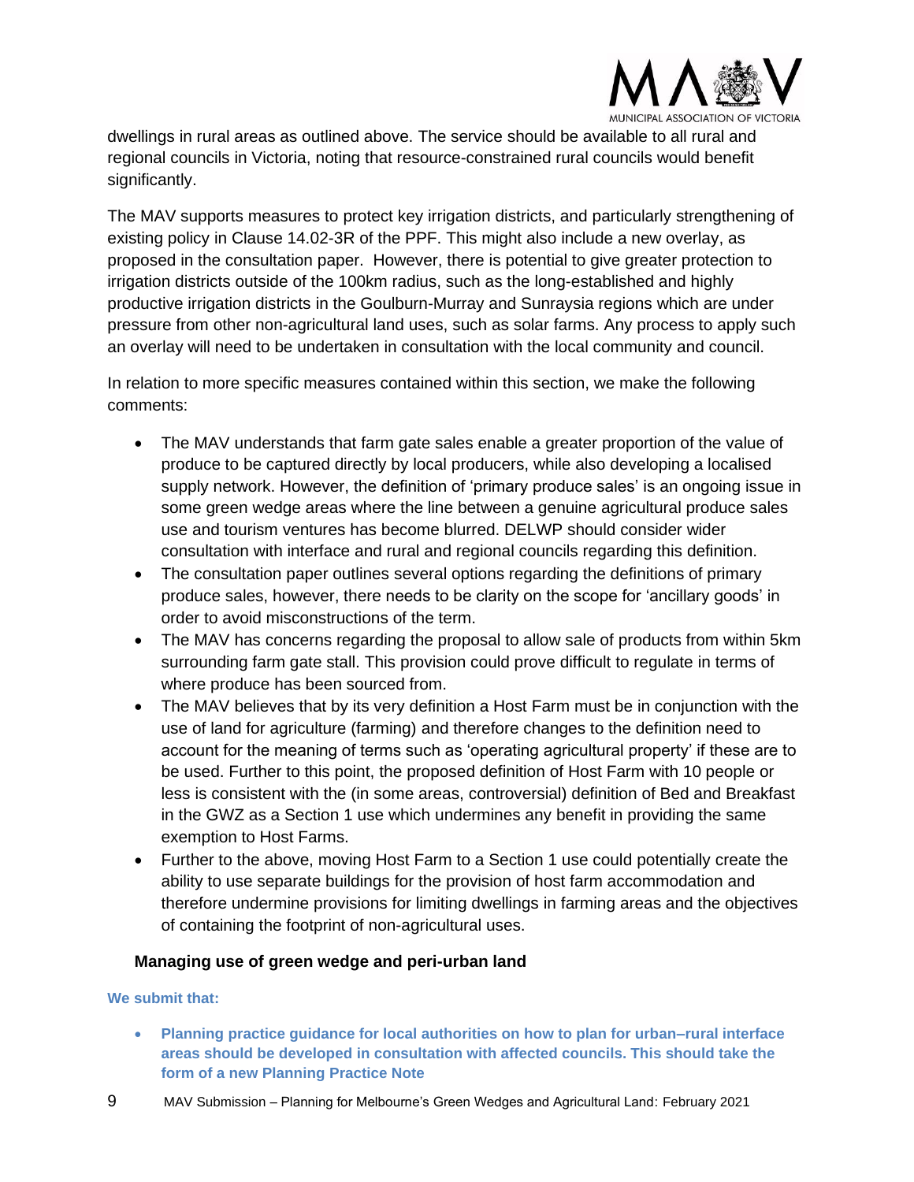dwellings in rural areas as outlined above. The service should be available to all rural and regional councils in Victoria, noting that resource-constrained rural councils would benefit significantly.

The MAV supports measures to protect key irrigation districts, and particularly strengthening of existing policy in Clause 14.02-3R of the PPF. This might also include a new overlay, as proposed in the consultation paper. However, there is potential to give greater protection to irrigation districts outside of the 100km radius, such as the long-established and highly productive irrigation districts in the Goulburn-Murray and Sunraysia regions which are under pressure from other non-agricultural land uses, such as solar farms. Any process to apply such an overlay will need to be undertaken in consultation with the local community and council.

In relation to more specific measures contained within this section, we make the following comments:

- The MAV understands that farm gate sales enable a greater proportion of the value of produce to be captured directly by local producers, while also developing a localised supply network. However, the definition of 'primary produce sales' is an ongoing issue in some green wedge areas where the line between a genuine agricultural produce sales use and tourism ventures has become blurred. DELWP should consider wider consultation with interface and rural and regional councils regarding this definition.
- The consultation paper outlines several options regarding the definitions of primary produce sales, however, there needs to be clarity on the scope for 'ancillary goods' in order to avoid misconstructions of the term.
- The MAV has concerns regarding the proposal to allow sale of products from within 5km surrounding farm gate stall. This provision could prove difficult to regulate in terms of where produce has been sourced from.
- The MAV believes that by its very definition a Host Farm must be in conjunction with the use of land for agriculture (farming) and therefore changes to the definition need to account for the meaning of terms such as 'operating agricultural property' if these are to be used. Further to this point, the proposed definition of Host Farm with 10 people or less is consistent with the (in some areas, controversial) definition of Bed and Breakfast in the GWZ as a Section 1 use which undermines any benefit in providing the same exemption to Host Farms.
- Further to the above, moving Host Farm to a Section 1 use could potentially create the ability to use separate buildings for the provision of host farm accommodation and therefore undermine provisions for limiting dwellings in farming areas and the objectives of containing the footprint of non-agricultural uses.

### Managing use of green wedge and peri-urban land

**We submit that:**

- **Planning practice guidance for local authorities on how to plan for urban–rural interface areas should be developed in consultation with affected councils. This should take the form of a new Planning Practice Note**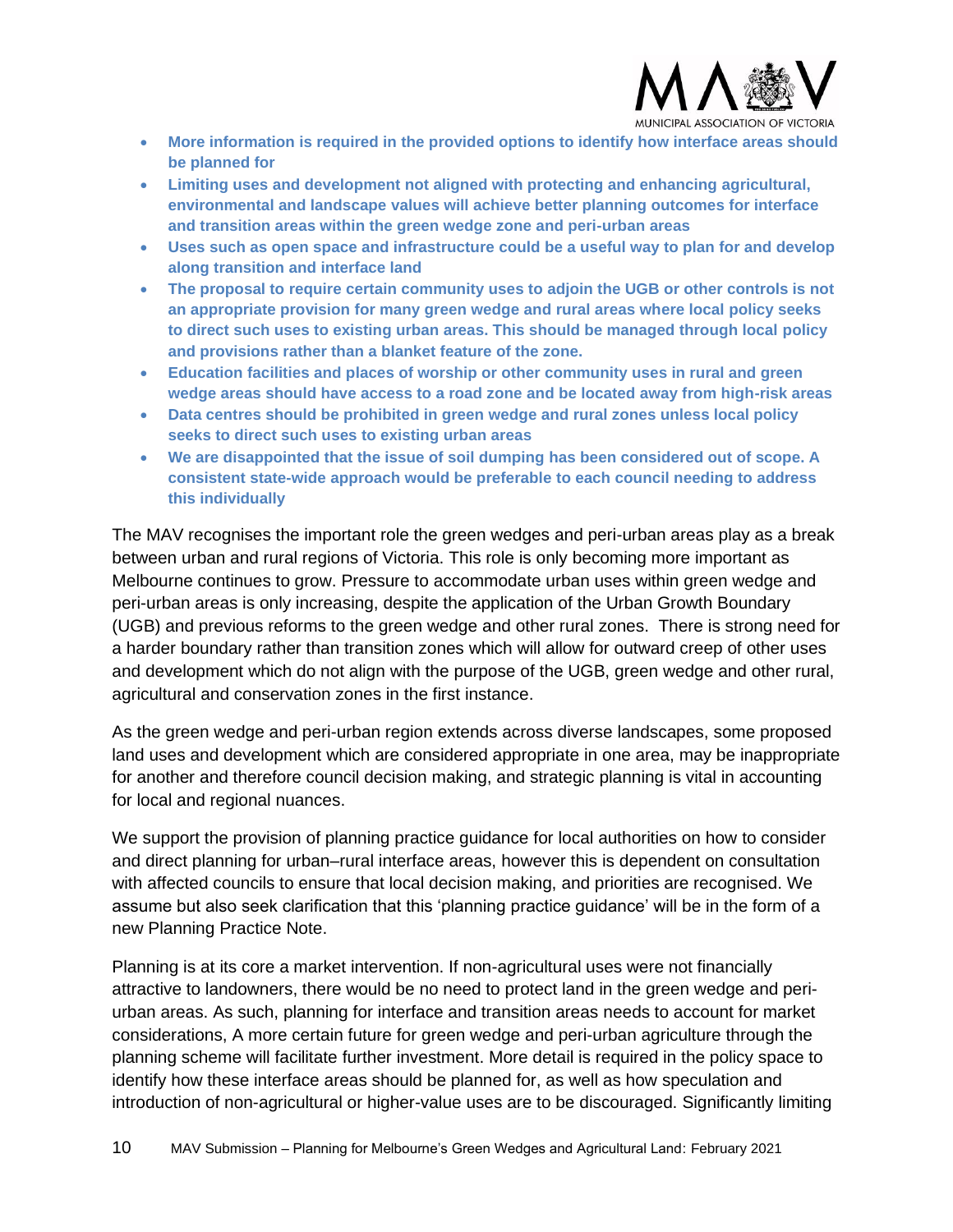- **More information is required in the provided options to identify how interface areas should be planned for**
- **Limiting uses and development not aligned with protecting and enhancing agricultural, environmental and landscape values will achieve better planning outcomes for interface and transition areas within the green wedge zone and peri-urban areas**
- **Uses such as open space and infrastructure could be a useful way to plan for and develop along transition and interface land**
- **The proposal to require certain community uses to adjoin the UGB or other controls is not an appropriate provision for many green wedge and rural areas where local policy seeks to direct such uses to existing urban areas. This should be managed through local policy and provisions rather than a blanket feature of the zone.**
- **Education facilities and places of worship or other community uses in rural and green wedge areas should have access to a road zone and be located away from high-risk areas**
- **Data centres should be prohibited in green wedge and rural zones unless local policy seeks to direct such uses to existing urban areas**
- **We are disappointed that the issue of soil dumping has been considered out of scope. A consistent state-wide approach would be preferable to each council needing to address this individually**

The MAV recognises the important role the green wedges and peri-urban areas play as a break between urban and rural regions of Victoria. This role is only becoming more important as Melbourne continues to grow. Pressure to accommodate urban uses within green wedge and peri-urban areas is only increasing, despite the application of the Urban Growth Boundary (UGB) and previous reforms to the green wedge and other rural zones. There is strong need for a harder boundary rather than transition zones which will allow for outward creep of other uses and development which do not align with the purpose of the UGB, green wedge and other rural, agricultural and conservation zones in the first instance.

As the green wedge and peri-urban region extends across diverse landscapes, some proposed land uses and development which are considered appropriate in one area, may be inappropriate for another and therefore council decision making, and strategic planning is vital in accounting for local and regional nuances.

We support the provision of planning practice guidance for local authorities on how to consider and direct planning for urban–rural interface areas, however this is dependent on consultation with affected councils to ensure that local decision making, and priorities are recognised. We assume but also seek clarification that this 'planning practice guidance' will be in the form of a new Planning Practice Note.

Planning is at its core a market intervention. If non-agricultural uses were not financially attractive to landowners, there would be no need to protect land in the green wedge and peri-urban areas. As such, planning for interface and transition areas needs to account for market considerations, A more certain future for green wedge and peri-urban agriculture through the planning scheme will facilitate further investment. More detail is required in the policy space to identify how these interface areas should be planned for, as well as how speculation and introduction of non-agricultural or higher-value uses are to be discouraged. Significantly limiting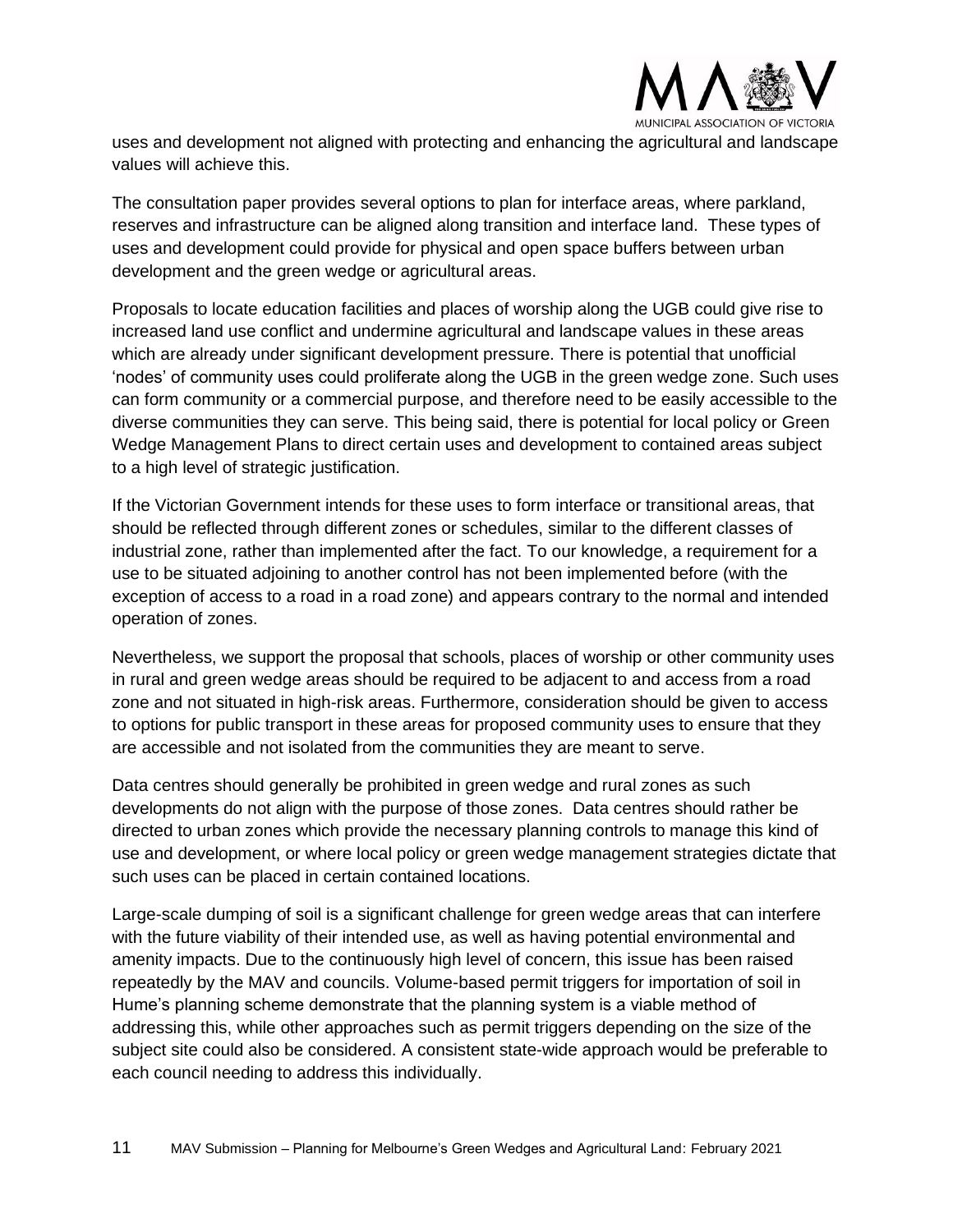uses and development not aligned with protecting and enhancing the agricultural and landscape values will achieve this.

The consultation paper provides several options to plan for interface areas, where parkland, reserves and infrastructure can be aligned along transition and interface land. These types of uses and development could provide for physical and open space buffers between urban development and the green wedge or agricultural areas.

Proposals to locate education facilities and places of worship along the UGB could give rise to increased land use conflict and undermine agricultural and landscape values in these areas which are already under significant development pressure. There is potential that unofficial 'nodes' of community uses could proliferate along the UGB in the green wedge zone. Such uses can form community or a commercial purpose, and therefore need to be easily accessible to the diverse communities they can serve. This being said, there is potential for local policy or Green Wedge Management Plans to direct certain uses and development to contained areas subject to a high level of strategic justification.

If the Victorian Government intends for these uses to form interface or transitional areas, that should be reflected through different zones or schedules, similar to the different classes of industrial zone, rather than implemented after the fact. To our knowledge, a requirement for a use to be situated adjoining to another control has not been implemented before (with the exception of access to a road in a road zone) and appears contrary to the normal and intended operation of zones.

Nevertheless, we support the proposal that schools, places of worship or other community uses in rural and green wedge areas should be required to be adjacent to and access from a road zone and not situated in high-risk areas. Furthermore, consideration should be given to access to options for public transport in these areas for proposed community uses to ensure that they are accessible and not isolated from the communities they are meant to serve.

Data centres should generally be prohibited in green wedge and rural zones as such developments do not align with the purpose of those zones. Data centres should rather be directed to urban zones which provide the necessary planning controls to manage this kind of use and development, or where local policy or green wedge management strategies dictate that such uses can be placed in certain contained locations.

Large-scale dumping of soil is a significant challenge for green wedge areas that can interfere with the future viability of their intended use, as well as having potential environmental and amenity impacts. Due to the continuously high level of concern, this issue has been raised repeatedly by the MAV and councils. Volume-based permit triggers for importation of soil in Hume's planning scheme demonstrate that the planning system is a viable method of addressing this, while other approaches such as permit triggers depending on the size of the subject site could also be considered. A consistent state-wide approach would be preferable to each council needing to address this individually.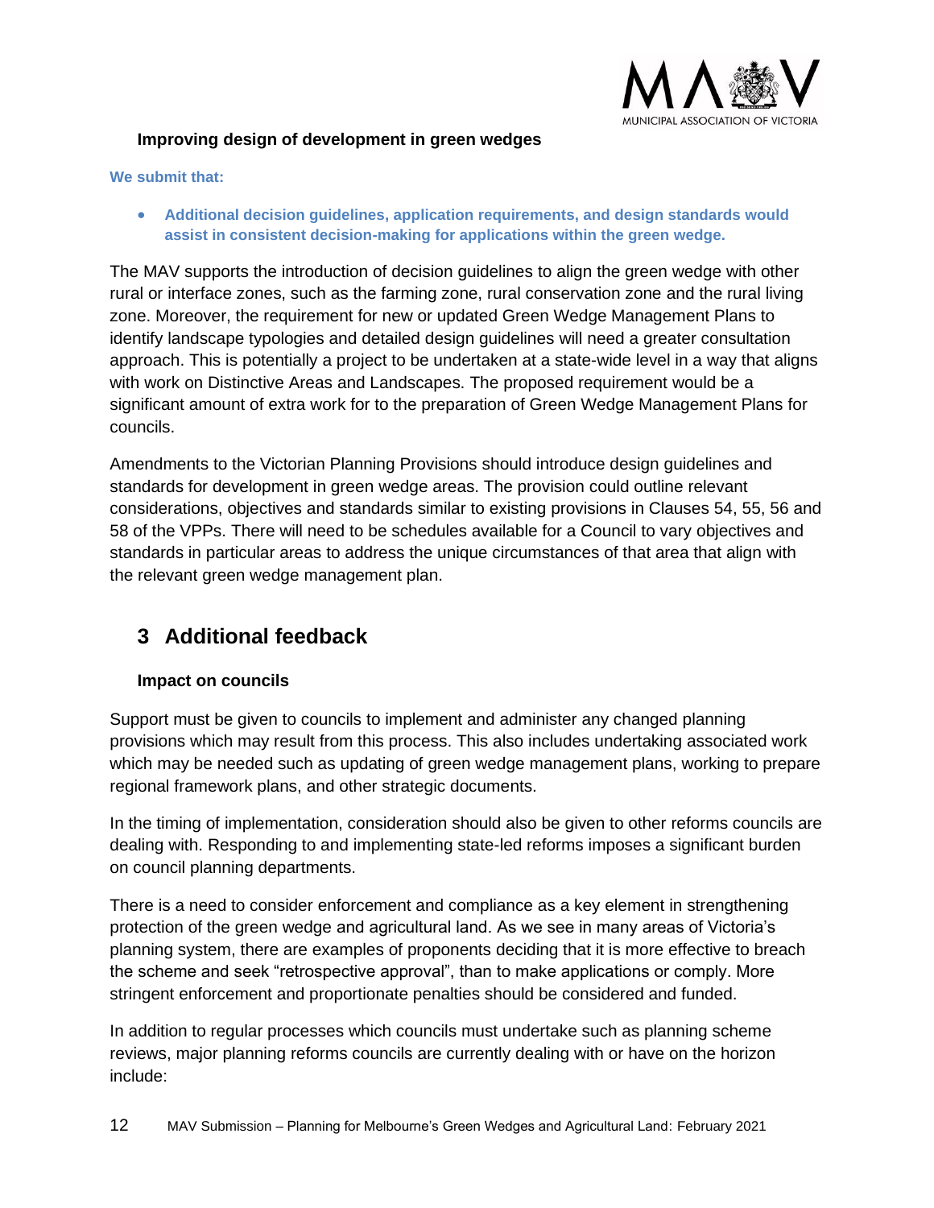### Improving design of development in green wedges

**We submit that:**

- **Additional decision guidelines, application requirements, and design standards would assist in consistent decision-making for applications within the green wedge.**

The MAV supports the introduction of decision guidelines to align the green wedge with other rural or interface zones, such as the farming zone, rural conservation zone and the rural living zone. Moreover, the requirement for new or updated Green Wedge Management Plans to identify landscape typologies and detailed design guidelines will need a greater consultation approach. This is potentially a project to be undertaken at a state-wide level in a way that aligns with work on Distinctive Areas and Landscapes. The proposed requirement would be a significant amount of extra work for to the preparation of Green Wedge Management Plans for councils.

Amendments to the Victorian Planning Provisions should introduce design guidelines and standards for development in green wedge areas. The provision could outline relevant considerations, objectives and standards similar to existing provisions in Clauses 54, 55, 56 and 58 of the VPPs. There will need to be schedules available for a Council to vary objectives and standards in particular areas to address the unique circumstances of that area that align with the relevant green wedge management plan.

## 3 Additional feedback

### Impact on councils

Support must be given to councils to implement and administer any changed planning provisions which may result from this process. This also includes undertaking associated work which may be needed such as updating of green wedge management plans, working to prepare regional framework plans, and other strategic documents.

In the timing of implementation, consideration should also be given to other reforms councils are dealing with. Responding to and implementing state-led reforms imposes a significant burden on council planning departments.

There is a need to consider enforcement and compliance as a key element in strengthening protection of the green wedge and agricultural land. As we see in many areas of Victoria's planning system, there are examples of proponents deciding that it is more effective to breach the scheme and seek "retrospective approval", than to make applications or comply. More stringent enforcement and proportionate penalties should be considered and funded.

In addition to regular processes which councils must undertake such as planning scheme reviews, major planning reforms councils are currently dealing with or have on the horizon include: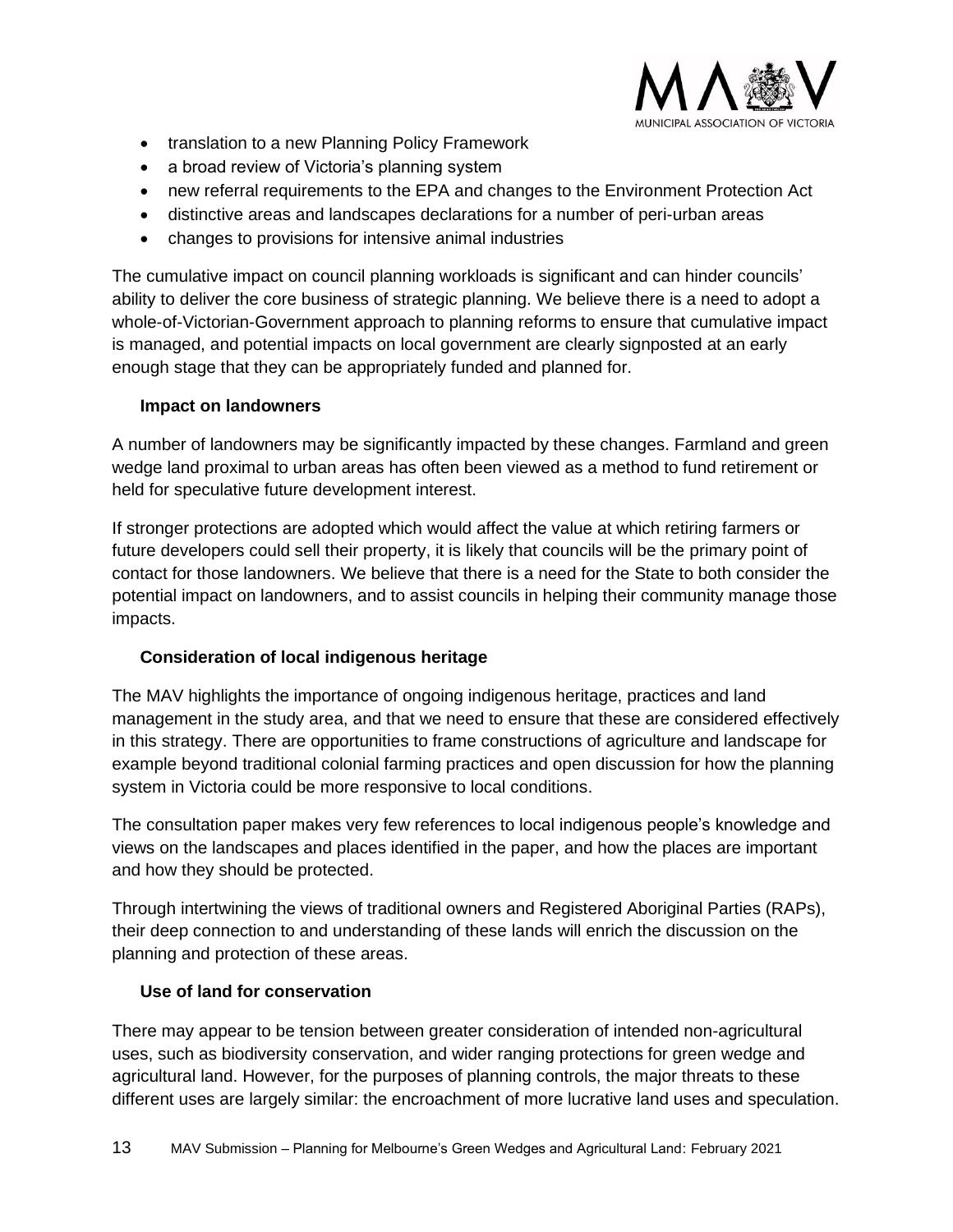- translation to a new Planning Policy Framework
- a broad review of Victoria's planning system
- new referral requirements to the EPA and changes to the Environment Protection Act
- distinctive areas and landscapes declarations for a number of peri-urban areas
- changes to provisions for intensive animal industries

The cumulative impact on council planning workloads is significant and can hinder councils' ability to deliver the core business of strategic planning. We believe there is a need to adopt a whole-of-Victorian-Government approach to planning reforms to ensure that cumulative impact is managed, and potential impacts on local government are clearly signposted at an early enough stage that they can be appropriately funded and planned for.

### Impact on landowners

A number of landowners may be significantly impacted by these changes. Farmland and green wedge land proximal to urban areas has often been viewed as a method to fund retirement or held for speculative future development interest.

If stronger protections are adopted which would affect the value at which retiring farmers or future developers could sell their property, it is likely that councils will be the primary point of contact for those landowners. We believe that there is a need for the State to both consider the potential impact on landowners, and to assist councils in helping their community manage those impacts.

### Consideration of local indigenous heritage

The MAV highlights the importance of ongoing indigenous heritage, practices and land management in the study area, and that we need to ensure that these are considered effectively in this strategy. There are opportunities to frame constructions of agriculture and landscape for example beyond traditional colonial farming practices and open discussion for how the planning system in Victoria could be more responsive to local conditions.

The consultation paper makes very few references to local indigenous people's knowledge and views on the landscapes and places identified in the paper, and how the places are important and how they should be protected.

Through intertwining the views of traditional owners and Registered Aboriginal Parties (RAPs), their deep connection to and understanding of these lands will enrich the discussion on the planning and protection of these areas.

### Use of land for conservation

There may appear to be tension between greater consideration of intended non-agricultural uses, such as biodiversity conservation, and wider ranging protections for green wedge and agricultural land. However, for the purposes of planning controls, the major threats to these different uses are largely similar: the encroachment of more lucrative land uses and speculation.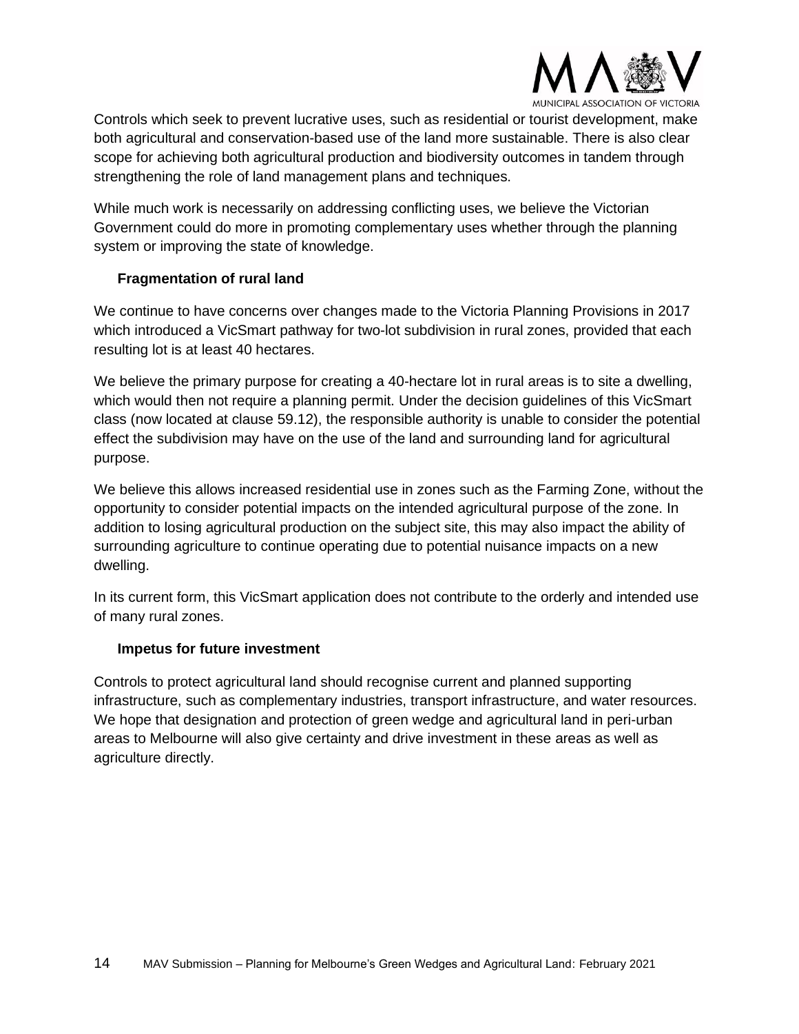Controls which seek to prevent lucrative uses, such as residential or tourist development, make both agricultural and conservation-based use of the land more sustainable. There is also clear scope for achieving both agricultural production and biodiversity outcomes in tandem through strengthening the role of land management plans and techniques.

While much work is necessarily on addressing conflicting uses, we believe the Victorian Government could do more in promoting complementary uses whether through the planning system or improving the state of knowledge.

### Fragmentation of rural land

We continue to have concerns over changes made to the Victoria Planning Provisions in 2017 which introduced a VicSmart pathway for two-lot subdivision in rural zones, provided that each resulting lot is at least 40 hectares.

We believe the primary purpose for creating a 40-hectare lot in rural areas is to site a dwelling, which would then not require a planning permit. Under the decision guidelines of this VicSmart class (now located at clause 59.12), the responsible authority is unable to consider the potential effect the subdivision may have on the use of the land and surrounding land for agricultural purpose.

We believe this allows increased residential use in zones such as the Farming Zone, without the opportunity to consider potential impacts on the intended agricultural purpose of the zone. In addition to losing agricultural production on the subject site, this may also impact the ability of surrounding agriculture to continue operating due to potential nuisance impacts on a new dwelling.

In its current form, this VicSmart application does not contribute to the orderly and intended use of many rural zones.

### Impetus for future investment

Controls to protect agricultural land should recognise current and planned supporting infrastructure, such as complementary industries, transport infrastructure, and water resources. We hope that designation and protection of green wedge and agricultural land in peri-urban areas to Melbourne will also give certainty and drive investment in these areas as well as agriculture directly.